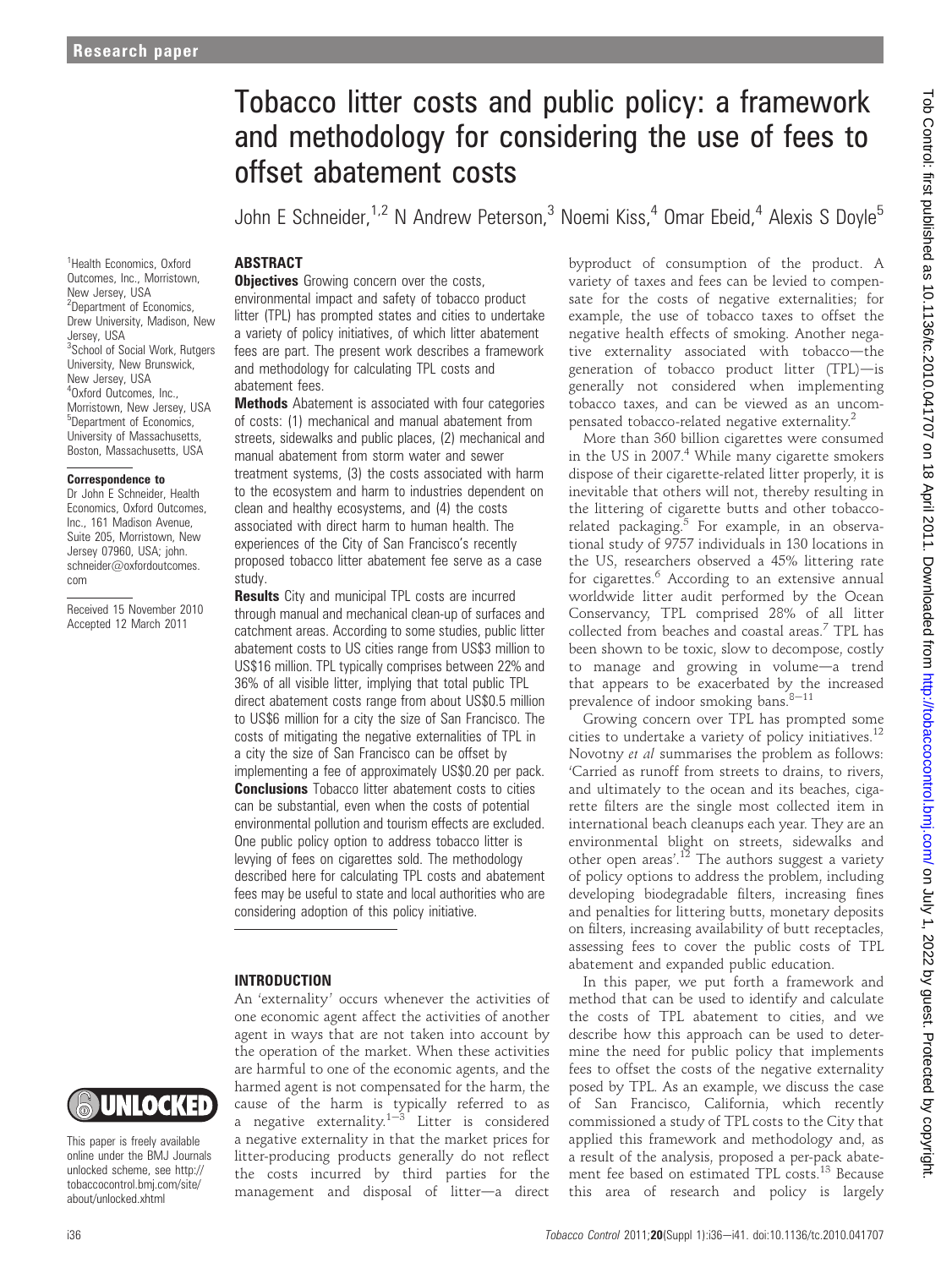# Tobacco litter costs and public policy: a framework and methodology for considering the use of fees to offset abatement costs

John E Schneider,[1,2] N Andrew Peterson,[3] Noemi Kiss,[4] Omar Ebeid,[4] Alexis S Doyle[5]

[1]Health Economics, Oxford Outcomes, Inc., Morristown, New Jersey, USA
[2]Department of Economics, Drew University, Madison, New Jersey, USA
[3]School of Social Work, Rutgers University, New Brunswick, New Jersey, USA
[4]Oxford Outcomes, Inc., Morristown, New Jersey, USA
[5]Department of Economics, University of Massachusetts, Boston, Massachusetts, USA

**Correspondence to**
Dr John E Schneider, Health Economics, Oxford Outcomes, Inc., 161 Madison Avenue, Suite 205, Morristown, New Jersey 07960, USA; john.schneider@oxfordoutcomes.com

Received 15 November 2010
Accepted 12 March 2011

This paper is freely available online under the BMJ Journals unlocked scheme, see http://tobaccocontrol.bmj.com/site/about/unlocked.xhtml

## ABSTRACT

**Objectives** Growing concern over the costs, environmental impact and safety of tobacco product litter (TPL) has prompted states and cities to undertake a variety of policy initiatives, of which litter abatement fees are part. The present work describes a framework and methodology for calculating TPL costs and abatement fees.

**Methods** Abatement is associated with four categories of costs: (1) mechanical and manual abatement from streets, sidewalks and public places, (2) mechanical and manual abatement from storm water and sewer treatment systems, (3) the costs associated with harm to the ecosystem and harm to industries dependent on clean and healthy ecosystems, and (4) the costs associated with direct harm to human health. The experiences of the City of San Francisco's recently proposed tobacco litter abatement fee serve as a case study.

**Results** City and municipal TPL costs are incurred through manual and mechanical clean-up of surfaces and catchment areas. According to some studies, public litter abatement costs to US cities range from US\$3 million to US\$16 million. TPL typically comprises between 22% and 36% of all visible litter, implying that total public TPL direct abatement costs range from about US\$0.5 million to US\$6 million for a city the size of San Francisco. The costs of mitigating the negative externalities of TPL in a city the size of San Francisco can be offset by implementing a fee of approximately US\$0.20 per pack.

**Conclusions** Tobacco litter abatement costs to cities can be substantial, even when the costs of potential environmental pollution and tourism effects are excluded. One public policy option to address tobacco litter is levying of fees on cigarettes sold. The methodology described here for calculating TPL costs and abatement fees may be useful to state and local authorities who are considering adoption of this policy initiative.

## INTRODUCTION

An 'externality' occurs whenever the activities of one economic agent affect the activities of another agent in ways that are not taken into account by the operation of the market. When these activities are harmful to one of the economic agents, and the harmed agent is not compensated for the harm, the cause of the harm is typically referred to as a negative externality.[1–3] Litter is considered a negative externality in that the market prices for litter-producing products generally do not reflect the costs incurred by third parties for the management and disposal of litter—a direct byproduct of consumption of the product. A variety of taxes and fees can be levied to compensate for the costs of negative externalities; for example, the use of tobacco taxes to offset the negative health effects of smoking. Another negative externality associated with tobacco—the generation of tobacco product litter (TPL)—is generally not considered when implementing tobacco taxes, and can be viewed as an uncompensated tobacco-related negative externality.[2]

More than 360 billion cigarettes were consumed in the US in 2007.[4] While many cigarette smokers dispose of their cigarette-related litter properly, it is inevitable that others will not, thereby resulting in the littering of cigarette butts and other tobacco-related packaging.[5] For example, in an observational study of 9757 individuals in 130 locations in the US, researchers observed a 45% littering rate for cigarettes.[6] According to an extensive annual worldwide litter audit performed by the Ocean Conservancy, TPL comprised 28% of all litter collected from beaches and coastal areas.[7] TPL has been shown to be toxic, slow to decompose, costly to manage and growing in volume—a trend that appears to be exacerbated by the increased prevalence of indoor smoking bans.[8–11]

Growing concern over TPL has prompted some cities to undertake a variety of policy initiatives.[12] Novotny *et al* summarises the problem as follows: 'Carried as runoff from streets to drains, to rivers, and ultimately to the ocean and its beaches, cigarette filters are the single most collected item in international beach cleanups each year. They are an environmental blight on streets, sidewalks and other open areas'.[12] The authors suggest a variety of policy options to address the problem, including developing biodegradable filters, increasing fines and penalties for littering butts, monetary deposits on filters, increasing availability of butt receptacles, assessing fees to cover the public costs of TPL abatement and expanded public education.

In this paper, we put forth a framework and method that can be used to identify and calculate the costs of TPL abatement to cities, and we describe how this approach can be used to determine the need for public policy that implements fees to offset the costs of the negative externality posed by TPL. As an example, we discuss the case of San Francisco, California, which recently commissioned a study of TPL costs to the City that applied this framework and methodology and, as a result of the analysis, proposed a per-pack abatement fee based on estimated TPL costs.[13] Because this area of research and policy is largely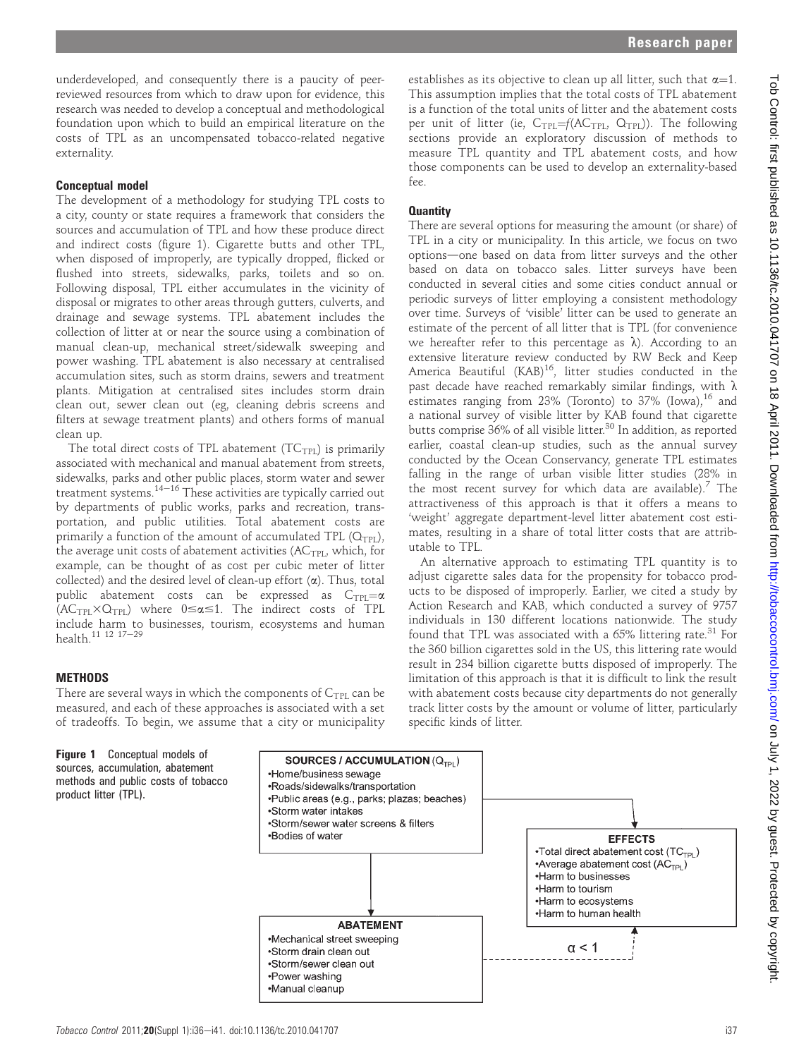underdeveloped, and consequently there is a paucity of peer-reviewed resources from which to draw upon for evidence, this research was needed to develop a conceptual and methodological foundation upon which to build an empirical literature on the costs of TPL as an uncompensated tobacco-related negative externality.

### Conceptual model

The development of a methodology for studying TPL costs to a city, county or state requires a framework that considers the sources and accumulation of TPL and how these produce direct and indirect costs (figure 1). Cigarette butts and other TPL, when disposed of improperly, are typically dropped, flicked or flushed into streets, sidewalks, parks, toilets and so on. Following disposal, TPL either accumulates in the vicinity of disposal or migrates to other areas through gutters, culverts, and drainage and sewage systems. TPL abatement includes the collection of litter at or near the source using a combination of manual clean-up, mechanical street/sidewalk sweeping and power washing. TPL abatement is also necessary at centralised accumulation sites, such as storm drains, sewers and treatment plants. Mitigation at centralised sites includes storm drain clean out, sewer clean out (eg, cleaning debris screens and filters at sewage treatment plants) and others forms of manual clean up.

The total direct costs of TPL abatement ($TC_{TPL}$) is primarily associated with mechanical and manual abatement from streets, sidewalks, parks and other public places, storm water and sewer treatment systems.[14–16] These activities are typically carried out by departments of public works, parks and recreation, transportation, and public utilities. Total abatement costs are primarily a function of the amount of accumulated TPL ($Q_{TPL}$), the average unit costs of abatement activities ($AC_{TPL}$, which, for example, can be thought of as cost per cubic meter of litter collected) and the desired level of clean-up effort ($\alpha$). Thus, total public abatement costs can be expressed as $C_{TPL}=\alpha(AC_{TPL}\times Q_{TPL})$ where $0\leq\alpha\leq1$. The indirect costs of TPL include harm to businesses, tourism, ecosystems and human health.[11 12 17–29]

## METHODS

There are several ways in which the components of $C_{TPL}$ can be measured, and each of these approaches is associated with a set of tradeoffs. To begin, we assume that a city or municipality establishes as its objective to clean up all litter, such that $\alpha=1$. This assumption implies that the total costs of TPL abatement is a function of the total units of litter and the abatement costs per unit of litter (ie, $C_{TPL}=f(AC_{TPL}, Q_{TPL})$). The following sections provide an exploratory discussion of methods to measure TPL quantity and TPL abatement costs, and how those components can be used to develop an externality-based fee.

### Quantity

There are several options for measuring the amount (or share) of TPL in a city or municipality. In this article, we focus on two options—one based on data from litter surveys and the other based on data on tobacco sales. Litter surveys have been conducted in several cities and some cities conduct annual or periodic surveys of litter employing a consistent methodology over time. Surveys of 'visible' litter can be used to generate an estimate of the percent of all litter that is TPL (for convenience we hereafter refer to this percentage as $\lambda$). According to an extensive literature review conducted by RW Beck and Keep America Beautiful (KAB)[16], litter studies conducted in the past decade have reached remarkably similar findings, with $\lambda$ estimates ranging from 23% (Toronto) to 37% (Iowa),[16] and a national survey of visible litter by KAB found that cigarette butts comprise 36% of all visible litter.[30] In addition, as reported earlier, coastal clean-up studies, such as the annual survey conducted by the Ocean Conservancy, generate TPL estimates falling in the range of urban visible litter studies (28% in the most recent survey for which data are available).[7] The attractiveness of this approach is that it offers a means to 'weight' aggregate department-level litter abatement cost estimates, resulting in a share of total litter costs that are attributable to TPL.

An alternative approach to estimating TPL quantity is to adjust cigarette sales data for the propensity for tobacco products to be disposed of improperly. Earlier, we cited a study by Action Research and KAB, which conducted a survey of 9757 individuals in 130 different locations nationwide. The study found that TPL was associated with a 65% littering rate.[31] For the 360 billion cigarettes sold in the US, this littering rate would result in 234 billion cigarette butts disposed of improperly. The limitation of this approach is that it is difficult to link the result with abatement costs because city departments do not generally track litter costs by the amount or volume of litter, particularly specific kinds of litter.

**Figure 1** Conceptual models of sources, accumulation, abatement methods and public costs of tobacco product litter (TPL).

SOURCES / ACCUMULATION ($Q_{TPL}$)
- Home/business sewage
- Roads/sidewalks/transportation
- Public areas (e.g., parks; plazas; beaches)
- Storm water intakes
- Storm/sewer water screens & filters
- Bodies of water

ABATEMENT
- Mechanical street sweeping
- Storm drain clean out
- Storm/sewer clean out
- Power washing
- Manual cleanup

EFFECTS
- Total direct abatement cost ($TC_{TPL}$)
- Average abatement cost ($AC_{TPL}$)
- Harm to businesses
- Harm to tourism
- Harm to ecosystems
- Harm to human health

$\alpha < 1$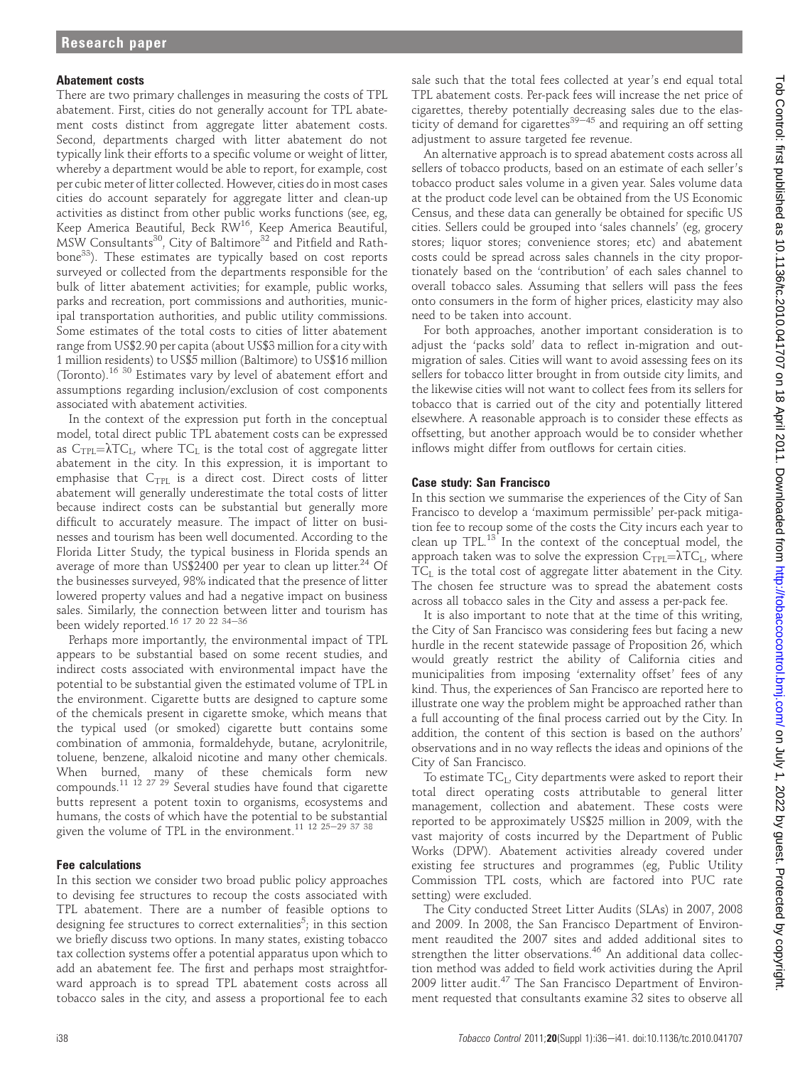### Abatement costs

There are two primary challenges in measuring the costs of TPL abatement. First, cities do not generally account for TPL abatement costs distinct from aggregate litter abatement costs. Second, departments charged with litter abatement do not typically link their efforts to a specific volume or weight of litter, whereby a department would be able to report, for example, cost per cubic meter of litter collected. However, cities do in most cases cities do account separately for aggregate litter and clean-up activities as distinct from other public works functions (see, eg, Keep America Beautiful, Beck RW[16], Keep America Beautiful, MSW Consultants[30], City of Baltimore[32] and Pitfield and Rathbone[33]). These estimates are typically based on cost reports surveyed or collected from the departments responsible for the bulk of litter abatement activities; for example, public works, parks and recreation, port commissions and authorities, municipal transportation authorities, and public utility commissions. Some estimates of the total costs to cities of litter abatement range from US$2.90 per capita (about US$3 million for a city with 1 million residents) to US$5 million (Baltimore) to US$16 million (Toronto).[16 30] Estimates vary by level of abatement effort and assumptions regarding inclusion/exclusion of cost components associated with abatement activities.

In the context of the expression put forth in the conceptual model, total direct public TPL abatement costs can be expressed as $C_{TPL}=\lambda TC_L$, where $TC_L$ is the total cost of aggregate litter abatement in the city. In this expression, it is important to emphasise that $C_{TPL}$ is a direct cost. Direct costs of litter abatement will generally underestimate the total costs of litter because indirect costs can be substantial but generally more difficult to accurately measure. The impact of litter on businesses and tourism has been well documented. According to the Florida Litter Study, the typical business in Florida spends an average of more than US$2400 per year to clean up litter.[24] Of the businesses surveyed, 98% indicated that the presence of litter lowered property values and had a negative impact on business sales. Similarly, the connection between litter and tourism has been widely reported.[16 17 20 22 34–36]

Perhaps more importantly, the environmental impact of TPL appears to be substantial based on some recent studies, and indirect costs associated with environmental impact have the potential to be substantial given the estimated volume of TPL in the environment. Cigarette butts are designed to capture some of the chemicals present in cigarette smoke, which means that the typical used (or smoked) cigarette butt contains some combination of ammonia, formaldehyde, butane, acrylonitrile, toluene, benzene, alkaloid nicotine and many other chemicals. When burned, many of these chemicals form new compounds.[11 12 27 29] Several studies have found that cigarette butts represent a potent toxin to organisms, ecosystems and humans, the costs of which have the potential to be substantial given the volume of TPL in the environment.[11 12 25–29 37 38]

### Fee calculations

In this section we consider two broad public policy approaches to devising fee structures to recoup the costs associated with TPL abatement. There are a number of feasible options to designing fee structures to correct externalities[5]; in this section we briefly discuss two options. In many states, existing tobacco tax collection systems offer a potential apparatus upon which to add an abatement fee. The first and perhaps most straightforward approach is to spread TPL abatement costs across all tobacco sales in the city, and assess a proportional fee to each sale such that the total fees collected at year's end equal total TPL abatement costs. Per-pack fees will increase the net price of cigarettes, thereby potentially decreasing sales due to the elasticity of demand for cigarettes[39–45] and requiring an off setting adjustment to assure targeted fee revenue.

An alternative approach is to spread abatement costs across all sellers of tobacco products, based on an estimate of each seller's tobacco product sales volume in a given year. Sales volume data at the product code level can be obtained from the US Economic Census, and these data can generally be obtained for specific US cities. Sellers could be grouped into 'sales channels' (eg, grocery stores; liquor stores; convenience stores; etc) and abatement costs could be spread across sales channels in the city proportionately based on the 'contribution' of each sales channel to overall tobacco sales. Assuming that sellers will pass the fees onto consumers in the form of higher prices, elasticity may also need to be taken into account.

For both approaches, another important consideration is to adjust the 'packs sold' data to reflect in-migration and out-migration of sales. Cities will want to avoid assessing fees on its sellers for tobacco litter brought in from outside city limits, and the likewise cities will not want to collect fees from its sellers for tobacco that is carried out of the city and potentially littered elsewhere. A reasonable approach is to consider these effects as offsetting, but another approach would be to consider whether inflows might differ from outflows for certain cities.

### Case study: San Francisco

In this section we summarise the experiences of the City of San Francisco to develop a 'maximum permissible' per-pack mitigation fee to recoup some of the costs the City incurs each year to clean up TPL.[13] In the context of the conceptual model, the approach taken was to solve the expression $C_{TPL}=\lambda TC_L$, where $TC_L$ is the total cost of aggregate litter abatement in the City. The chosen fee structure was to spread the abatement costs across all tobacco sales in the City and assess a per-pack fee.

It is also important to note that at the time of this writing, the City of San Francisco was considering fees but facing a new hurdle in the recent statewide passage of Proposition 26, which would greatly restrict the ability of California cities and municipalities from imposing 'externality offset' fees of any kind. Thus, the experiences of San Francisco are reported here to illustrate one way the problem might be approached rather than a full accounting of the final process carried out by the City. In addition, the content of this section is based on the authors' observations and in no way reflects the ideas and opinions of the City of San Francisco.

To estimate $TC_L$, City departments were asked to report their total direct operating costs attributable to general litter management, collection and abatement. These costs were reported to be approximately US$25 million in 2009, with the vast majority of costs incurred by the Department of Public Works (DPW). Abatement activities already covered under existing fee structures and programmes (eg, Public Utility Commission TPL costs, which are factored into PUC rate setting) were excluded.

The City conducted Street Litter Audits (SLAs) in 2007, 2008 and 2009. In 2008, the San Francisco Department of Environment reaudited the 2007 sites and added additional sites to strengthen the litter observations.[46] An additional data collection method was added to field work activities during the April 2009 litter audit.[47] The San Francisco Department of Environment requested that consultants examine 32 sites to observe all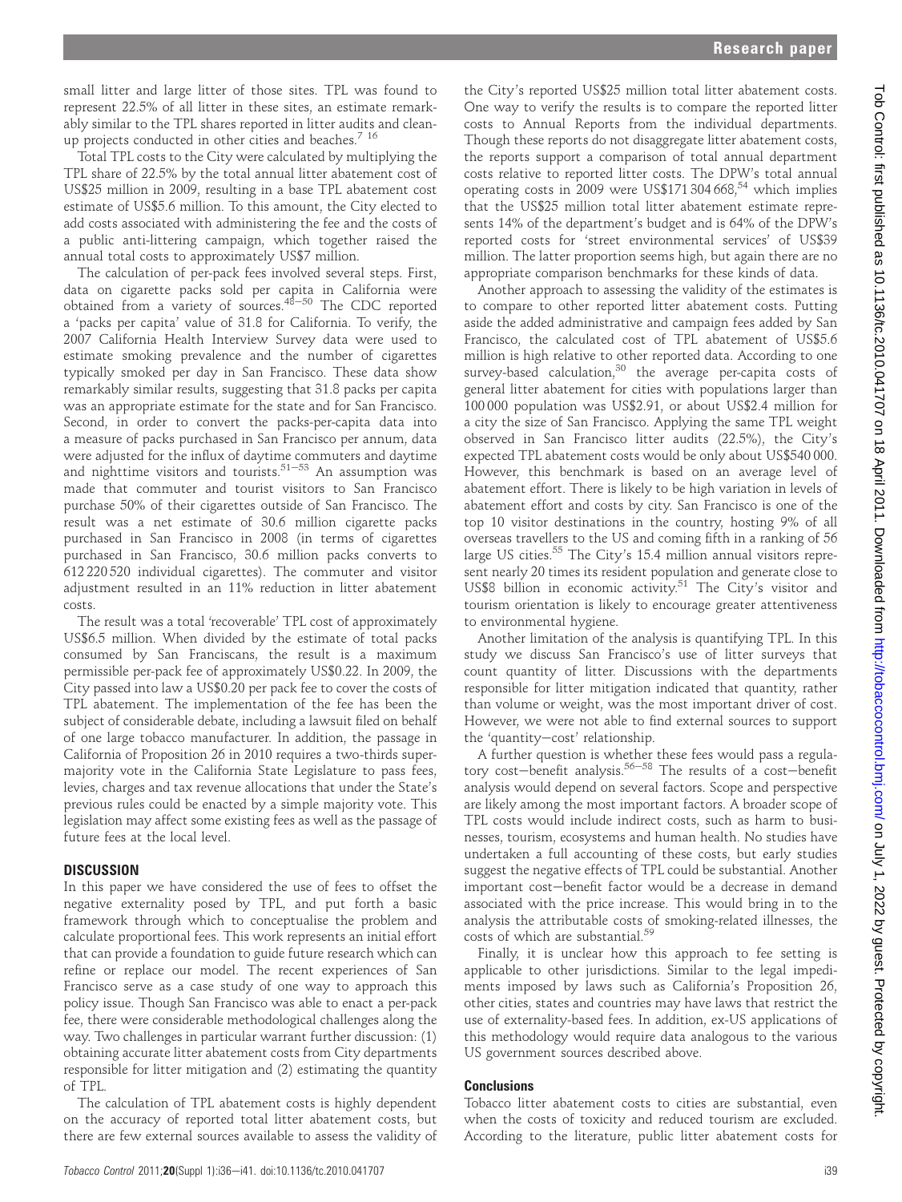small litter and large litter of those sites. TPL was found to represent 22.5% of all litter in these sites, an estimate remarkably similar to the TPL shares reported in litter audits and clean-up projects conducted in other cities and beaches.[7 16]

Total TPL costs to the City were calculated by multiplying the TPL share of 22.5% by the total annual litter abatement cost of US$25 million in 2009, resulting in a base TPL abatement cost estimate of US$5.6 million. To this amount, the City elected to add costs associated with administering the fee and the costs of a public anti-littering campaign, which together raised the annual total costs to approximately US$7 million.

The calculation of per-pack fees involved several steps. First, data on cigarette packs sold per capita in California were obtained from a variety of sources.[48–50] The CDC reported a 'packs per capita' value of 31.8 for California. To verify, the 2007 California Health Interview Survey data were used to estimate smoking prevalence and the number of cigarettes typically smoked per day in San Francisco. These data show remarkably similar results, suggesting that 31.8 packs per capita was an appropriate estimate for the state and for San Francisco. Second, in order to convert the packs-per-capita data into a measure of packs purchased in San Francisco per annum, data were adjusted for the influx of daytime commuters and daytime and nighttime visitors and tourists.[51–53] An assumption was made that commuter and tourist visitors to San Francisco purchase 50% of their cigarettes outside of San Francisco. The result was a net estimate of 30.6 million cigarette packs purchased in San Francisco in 2008 (in terms of cigarettes purchased in San Francisco, 30.6 million packs converts to 612 220 520 individual cigarettes). The commuter and visitor adjustment resulted in an 11% reduction in litter abatement costs.

The result was a total 'recoverable' TPL cost of approximately US$6.5 million. When divided by the estimate of total packs consumed by San Franciscans, the result is a maximum permissible per-pack fee of approximately US$0.22. In 2009, the City passed into law a US$0.20 per pack fee to cover the costs of TPL abatement. The implementation of the fee has been the subject of considerable debate, including a lawsuit filed on behalf of one large tobacco manufacturer. In addition, the passage in California of Proposition 26 in 2010 requires a two-thirds supermajority vote in the California State Legislature to pass fees, levies, charges and tax revenue allocations that under the State's previous rules could be enacted by a simple majority vote. This legislation may affect some existing fees as well as the passage of future fees at the local level.

## DISCUSSION

In this paper we have considered the use of fees to offset the negative externality posed by TPL, and put forth a basic framework through which to conceptualise the problem and calculate proportional fees. This work represents an initial effort that can provide a foundation to guide future research which can refine or replace our model. The recent experiences of San Francisco serve as a case study of one way to approach this policy issue. Though San Francisco was able to enact a per-pack fee, there were considerable methodological challenges along the way. Two challenges in particular warrant further discussion: (1) obtaining accurate litter abatement costs from City departments responsible for litter mitigation and (2) estimating the quantity of TPL.

The calculation of TPL abatement costs is highly dependent on the accuracy of reported total litter abatement costs, but there are few external sources available to assess the validity of the City's reported US$25 million total litter abatement costs. One way to verify the results is to compare the reported litter costs to Annual Reports from the individual departments. Though these reports do not disaggregate litter abatement costs, the reports support a comparison of total annual department costs relative to reported litter costs. The DPW's total annual operating costs in 2009 were US$171 304 668,[54] which implies that the US$25 million total litter abatement estimate represents 14% of the department's budget and is 64% of the DPW's reported costs for 'street environmental services' of US$39 million. The latter proportion seems high, but again there are no appropriate comparison benchmarks for these kinds of data.

Another approach to assessing the validity of the estimates is to compare to other reported litter abatement costs. Putting aside the added administrative and campaign fees added by San Francisco, the calculated cost of TPL abatement of US$5.6 million is high relative to other reported data. According to one survey-based calculation,[30] the average per-capita costs of general litter abatement for cities with populations larger than 100 000 population was US$2.91, or about US$2.4 million for a city the size of San Francisco. Applying the same TPL weight observed in San Francisco litter audits (22.5%), the City's expected TPL abatement costs would be only about US$540 000. However, this benchmark is based on an average level of abatement effort. There is likely to be high variation in levels of abatement effort and costs by city. San Francisco is one of the top 10 visitor destinations in the country, hosting 9% of all overseas travellers to the US and coming fifth in a ranking of 56 large US cities.[55] The City's 15.4 million annual visitors represent nearly 20 times its resident population and generate close to US$8 billion in economic activity.[51] The City's visitor and tourism orientation is likely to encourage greater attentiveness to environmental hygiene.

Another limitation of the analysis is quantifying TPL. In this study we discuss San Francisco's use of litter surveys that count quantity of litter. Discussions with the departments responsible for litter mitigation indicated that quantity, rather than volume or weight, was the most important driver of cost. However, we were not able to find external sources to support the 'quantity–cost' relationship.

A further question is whether these fees would pass a regulatory cost–benefit analysis.[56–58] The results of a cost–benefit analysis would depend on several factors. Scope and perspective are likely among the most important factors. A broader scope of TPL costs would include indirect costs, such as harm to businesses, tourism, ecosystems and human health. No studies have undertaken a full accounting of these costs, but early studies suggest the negative effects of TPL could be substantial. Another important cost–benefit factor would be a decrease in demand associated with the price increase. This would bring in to the analysis the attributable costs of smoking-related illnesses, the costs of which are substantial.[59]

Finally, it is unclear how this approach to fee setting is applicable to other jurisdictions. Similar to the legal impediments imposed by laws such as California's Proposition 26, other cities, states and countries may have laws that restrict the use of externality-based fees. In addition, ex-US applications of this methodology would require data analogous to the various US government sources described above.

### Conclusions

Tobacco litter abatement costs to cities are substantial, even when the costs of toxicity and reduced tourism are excluded. According to the literature, public litter abatement costs for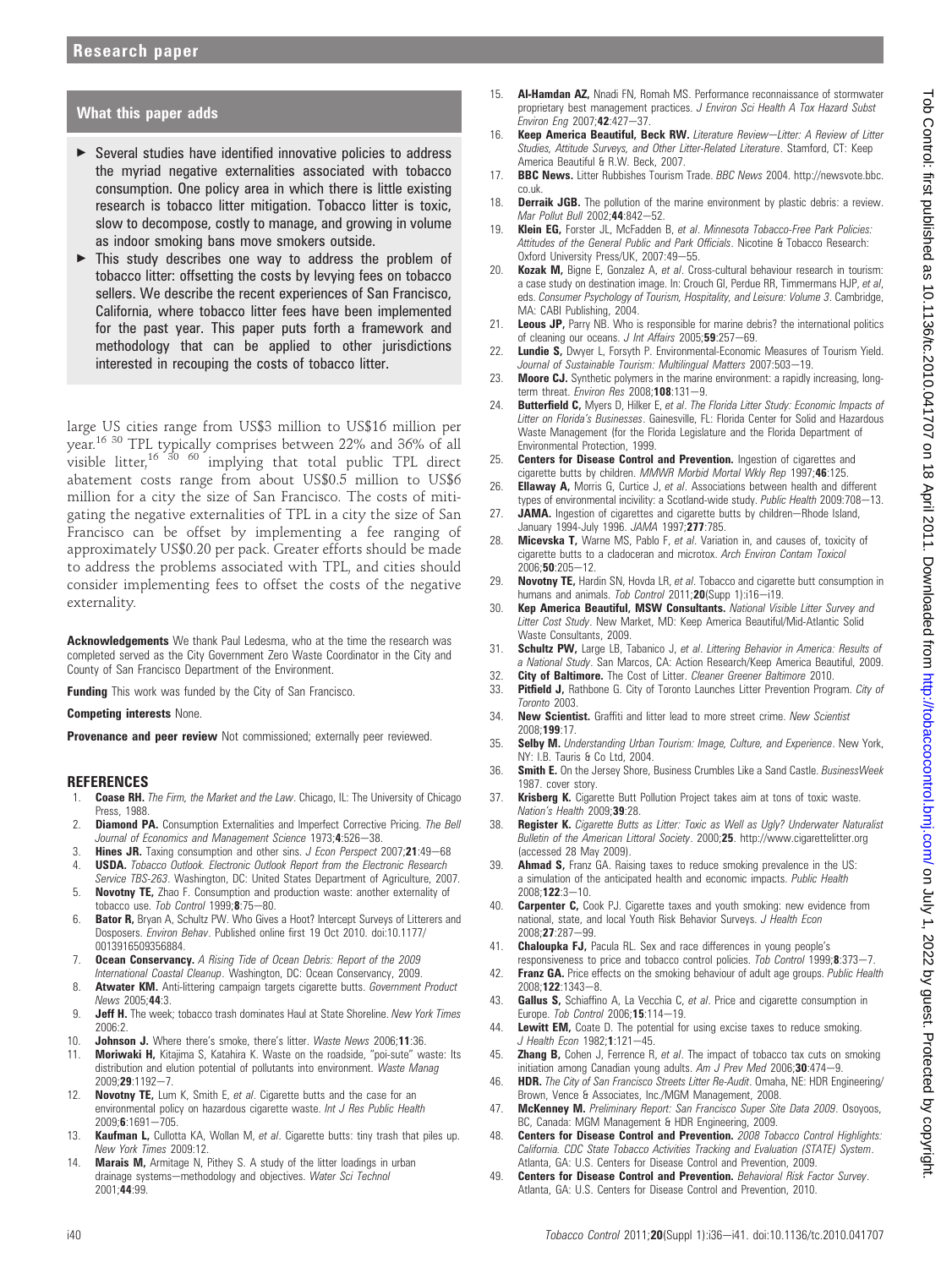## What this paper adds

- Several studies have identified innovative policies to address the myriad negative externalities associated with tobacco consumption. One policy area in which there is little existing research is tobacco litter mitigation. Tobacco litter is toxic, slow to decompose, costly to manage, and growing in volume as indoor smoking bans move smokers outside.
- This study describes one way to address the problem of tobacco litter: offsetting the costs by levying fees on tobacco sellers. We describe the recent experiences of San Francisco, California, where tobacco litter fees have been implemented for the past year. This paper puts forth a framework and methodology that can be applied to other jurisdictions interested in recouping the costs of tobacco litter.

large US cities range from US$3 million to US$16 million per year.[16 30] TPL typically comprises between 22% and 36% of all visible litter,[16 30 60] implying that total public TPL direct abatement costs range from about US$0.5 million to US$6 million for a city the size of San Francisco. The costs of mitigating the negative externalities of TPL in a city the size of San Francisco can be offset by implementing a fee ranging of approximately US$0.20 per pack. Greater efforts should be made to address the problems associated with TPL, and cities should consider implementing fees to offset the costs of the negative externality.

**Acknowledgements** We thank Paul Ledesma, who at the time the research was completed served as the City Government Zero Waste Coordinator in the City and County of San Francisco Department of the Environment.

**Funding** This work was funded by the City of San Francisco.

**Competing interests** None.

**Provenance and peer review** Not commissioned; externally peer reviewed.

## REFERENCES

1. **Coase RH.** *The Firm, the Market and the Law*. Chicago, IL: The University of Chicago Press, 1988.
2. **Diamond PA.** Consumption Externalities and Imperfect Corrective Pricing. *The Bell Journal of Economics and Management Science* 1973;**4**:526–38.
3. **Hines JR.** Taxing consumption and other sins. *J Econ Perspect* 2007;**21**:49–68
4. **USDA.** *Tobacco Outlook. Electronic Outlook Report from the Electronic Research Service TBS-263*. Washington, DC: United States Department of Agriculture, 2007.
5. **Novotny TE,** Zhao F. Consumption and production waste: another externality of tobacco use. *Tob Control* 1999;**8**:75–80.
6. **Bator R,** Bryan A, Schultz PW. Who Gives a Hoot? Intercept Surveys of Litterers and Disposers. *Environ Behav*. Published online first 19 Oct 2010. doi:10.1177/0013916509356884.
7. **Ocean Conservancy.** *A Rising Tide of Ocean Debris: Report of the 2009 International Coastal Cleanup*. Washington, DC: Ocean Conservancy, 2009.
8. **Atwater KM.** Anti-littering campaign targets cigarette butts. *Government Product News* 2005;**44**:3.
9. **Jeff H.** The week; tobacco trash dominates Haul at State Shoreline. *New York Times* 2006:2.
10. **Johnson J.** Where there's smoke, there's litter. *Waste News* 2006;**11**:36.
11. **Moriwaki H,** Kitajima S, Katahira K. Waste on the roadside, "poi-sute" waste: Its distribution and elution potential of pollutants into environment. *Waste Manag* 2009;**29**:1192–7.
12. **Novotny TE,** Lum K, Smith E, *et al*. Cigarette butts and the case for an environmental policy on hazardous cigarette waste. *Int J Res Public Health* 2009;**6**:1691–705.
13. **Kaufman L,** Cullotta KA, Wollan M, *et al*. Cigarette butts: tiny trash that piles up. *New York Times* 2009:12.
14. **Marais M,** Armitage N, Pithey S. A study of the litter loadings in urban drainage systems—methodology and objectives. *Water Sci Technol* 2001;**44**:99.
15. **Al-Hamdan AZ,** Nnadi FN, Romah MS. Performance reconnaissance of stormwater proprietary best management practices. *J Environ Sci Health A Tox Hazard Subst Environ Eng* 2007;**42**:427–37.
16. **Keep America Beautiful, Beck RW.** *Literature Review—Litter: A Review of Litter Studies, Attitude Surveys, and Other Litter-Related Literature*. Stamford, CT: Keep America Beautiful & R.W. Beck, 2007.
17. **BBC News.** Litter Rubbishes Tourism Trade. *BBC News* 2004. http://newsvote.bbc.co.uk.
18. **Derraik JGB.** The pollution of the marine environment by plastic debris: a review. *Mar Pollut Bull* 2002;**44**:842–52.
19. **Klein EG,** Forster JL, McFadden B, *et al*. *Minnesota Tobacco-Free Park Policies: Attitudes of the General Public and Park Officials*. Nicotine & Tobacco Research: Oxford University Press/UK, 2007:49–55.
20. **Kozak M,** Bigne E, Gonzalez A, *et al*. Cross-cultural behaviour research in tourism: a case study on destination image. In: Crouch GI, Perdue RR, Timmermans HJP, *et al*, eds. *Consumer Psychology of Tourism, Hospitality, and Leisure: Volume 3*. Cambridge, MA: CABI Publishing, 2004.
21. **Leous JP,** Parry NB. Who is responsible for marine debris? the international politics of cleaning our oceans. *J Int Affairs* 2005;**59**:257–69.
22. **Lundie S,** Dwyer L, Forsyth P. Environmental-Economic Measures of Tourism Yield. *Journal of Sustainable Tourism: Multilingual Matters* 2007:503–19.
23. **Moore CJ.** Synthetic polymers in the marine environment: a rapidly increasing, long-term threat. *Environ Res* 2008;**108**:131–9.
24. **Butterfield C,** Myers D, Hilker E, *et al*. *The Florida Litter Study: Economic Impacts of Litter on Florida's Businesses*. Gainesville, FL: Florida Center for Solid and Hazardous Waste Management (for the Florida Legislature and the Florida Department of Environmental Protection, 1999.
25. **Centers for Disease Control and Prevention.** Ingestion of cigarettes and cigarette butts by children. *MMWR Morbid Mortal Wkly Rep* 1997;**46**:125.
26. **Ellaway A,** Morris G, Curtice J, *et al*. Associations between health and different types of environmental incivility: a Scotland-wide study. *Public Health* 2009:708–13.
27. **JAMA.** Ingestion of cigarettes and cigarette butts by children—Rhode Island, January 1994-July 1996. *JAMA* 1997;**277**:785.
28. **Micevska T,** Warne MS, Pablo F, *et al*. Variation in, and causes of, toxicity of cigarette butts to a cladoceran and microtox. *Arch Environ Contam Toxicol* 2006;**50**:205–12.
29. **Novotny TE,** Hardin SN, Hovda LR, *et al*. Tobacco and cigarette butt consumption in humans and animals. *Tob Control* 2011;**20**(Supp 1):i16–i19.
30. **Kep America Beautiful, MSW Consultants.** *National Visible Litter Survey and Litter Cost Study*. New Market, MD: Keep America Beautiful/Mid-Atlantic Solid Waste Consultants, 2009.
31. **Schultz PW,** Large LB, Tabanico J, *et al*. *Littering Behavior in America: Results of a National Study*. San Marcos, CA: Action Research/Keep America Beautiful, 2009.
32. **City of Baltimore.** The Cost of Litter. *Cleaner Greener Baltimore* 2010.
33. **Pitfield J,** Rathbone G. City of Toronto Launches Litter Prevention Program. *City of Toronto* 2003.
34. **New Scientist.** Graffiti and litter lead to more street crime. *New Scientist* 2008;**199**:17.
35. **Selby M.** *Understanding Urban Tourism: Image, Culture, and Experience*. New York, NY: I.B. Tauris & Co Ltd, 2004.
36. **Smith E.** On the Jersey Shore, Business Crumbles Like a Sand Castle. *BusinessWeek* 1987. cover story.
37. **Krisberg K.** Cigarette Butt Pollution Project takes aim at tons of toxic waste. *Nation's Health* 2009;**39**:28.
38. **Register K.** *Cigarette Butts as Litter: Toxic as Well as Ugly? Underwater Naturalist Bulletin of the American Littoral Society*. 2000;**25**. http://www.cigarettelitter.org (accessed 28 May 2009).
39. **Ahmad S,** Franz GA. Raising taxes to reduce smoking prevalence in the US: a simulation of the anticipated health and economic impacts. *Public Health* 2008;**122**:3–10.
40. **Carpenter C,** Cook PJ. Cigarette taxes and youth smoking: new evidence from national, state, and local Youth Risk Behavior Surveys. *J Health Econ* 2008;**27**:287–99.
41. **Chaloupka FJ,** Pacula RL. Sex and race differences in young people's responsiveness to price and tobacco control policies. *Tob Control* 1999;**8**:373–7.
42. **Franz GA.** Price effects on the smoking behaviour of adult age groups. *Public Health* 2008;**122**:1343–8.
43. **Gallus S,** Schiaffino A, La Vecchia C, *et al*. Price and cigarette consumption in Europe. *Tob Control* 2006;**15**:114–19.
44. **Lewitt EM,** Coate D. The potential for using excise taxes to reduce smoking. *J Health Econ* 1982;**1**:121–45.
45. **Zhang B,** Cohen J, Ferrence R, *et al*. The impact of tobacco tax cuts on smoking initiation among Canadian young adults. *Am J Prev Med* 2006;**30**:474–9.
46. **HDR.** *The City of San Francisco Streets Litter Re-Audit*. Omaha, NE: HDR Engineering/Brown, Vence & Associates, Inc./MGM Management, 2008.
47. **McKenney M.** *Preliminary Report: San Francisco Super Site Data 2009*. Osoyoos, BC, Canada: MGM Management & HDR Engineering, 2009.
48. **Centers for Disease Control and Prevention.** *2008 Tobacco Control Highlights: California. CDC State Tobacco Activities Tracking and Evaluation (STATE) System*. Atlanta, GA: U.S. Centers for Disease Control and Prevention, 2009.
49. **Centers for Disease Control and Prevention.** *Behavioral Risk Factor Survey*. Atlanta, GA: U.S. Centers for Disease Control and Prevention, 2010.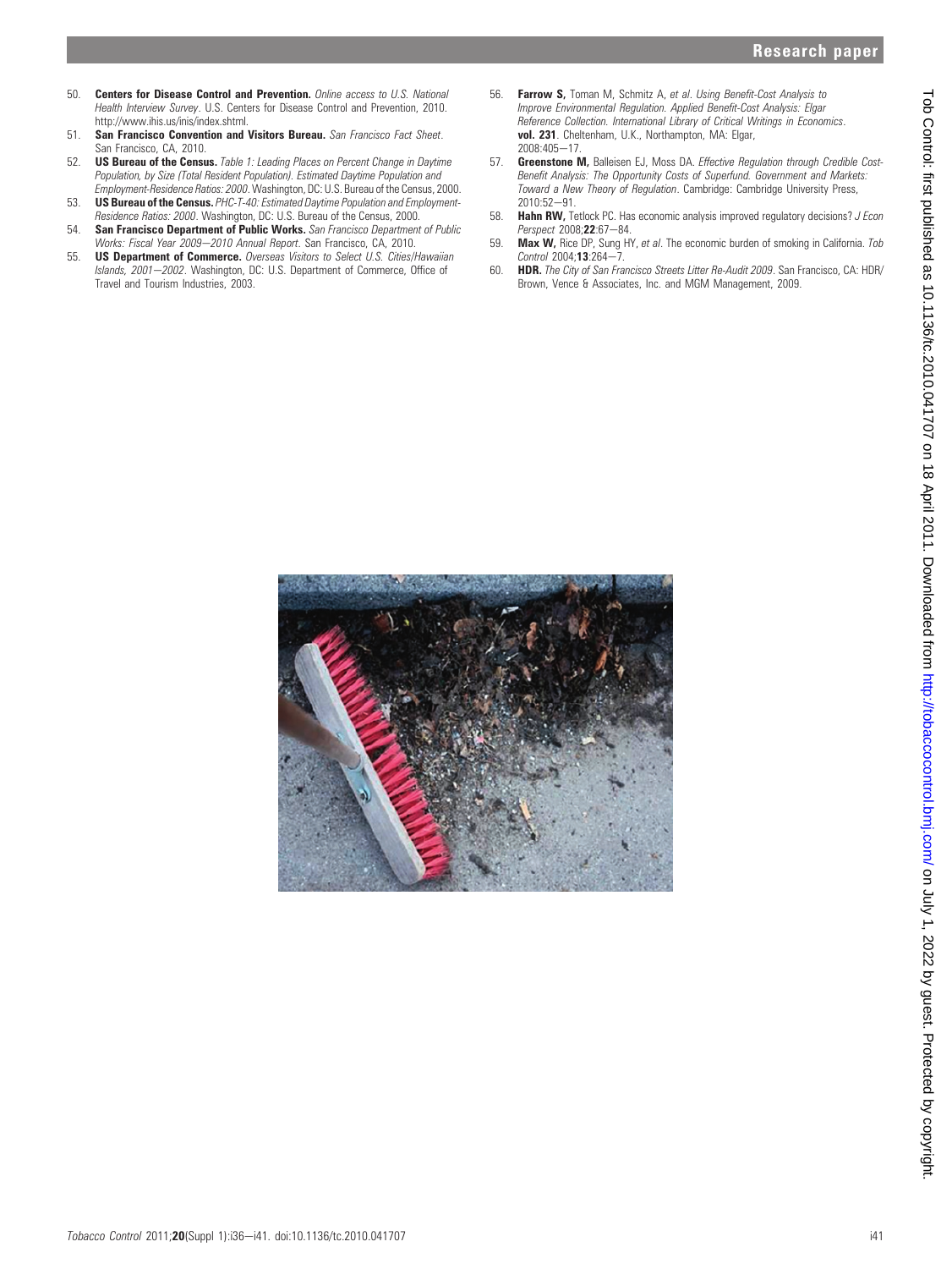50. **Centers for Disease Control and Prevention.** *Online access to U.S. National Health Interview Survey*. U.S. Centers for Disease Control and Prevention, 2010. http://www.ihis.us/inis/index.shtml.
51. **San Francisco Convention and Visitors Bureau.** *San Francisco Fact Sheet*. San Francisco, CA, 2010.
52. **US Bureau of the Census.** *Table 1: Leading Places on Percent Change in Daytime Population, by Size (Total Resident Population). Estimated Daytime Population and Employment-Residence Ratios: 2000*. Washington, DC: U.S. Bureau of the Census, 2000.
53. **US Bureau of the Census.** *PHC-T-40: Estimated Daytime Population and Employment-Residence Ratios: 2000*. Washington, DC: U.S. Bureau of the Census, 2000.
54. **San Francisco Department of Public Works.** *San Francisco Department of Public Works: Fiscal Year 2009—2010 Annual Report*. San Francisco, CA, 2010.
55. **US Department of Commerce.** *Overseas Visitors to Select U.S. Cities/Hawaiian Islands, 2001—2002*. Washington, DC: U.S. Department of Commerce, Office of Travel and Tourism Industries, 2003.
56. **Farrow S,** Toman M, Schmitz A, *et al*. *Using Benefit-Cost Analysis to Improve Environmental Regulation. Applied Benefit-Cost Analysis: Elgar Reference Collection. International Library of Critical Writings in Economics*. **vol. 231**. Cheltenham, U.K., Northampton, MA: Elgar, 2008:405—17.
57. **Greenstone M,** Balleisen EJ, Moss DA. *Effective Regulation through Credible Cost-Benefit Analysis: The Opportunity Costs of Superfund. Government and Markets: Toward a New Theory of Regulation*. Cambridge: Cambridge University Press, 2010:52—91.
58. **Hahn RW,** Tetlock PC. Has economic analysis improved regulatory decisions? *J Econ Perspect* 2008;**22**:67—84.
59. **Max W,** Rice DP, Sung HY, *et al*. The economic burden of smoking in California. *Tob Control* 2004;**13**:264—7.
60. **HDR.** *The City of San Francisco Streets Litter Re-Audit 2009*. San Francisco, CA: HDR/Brown, Vence & Associates, Inc. and MGM Management, 2009.